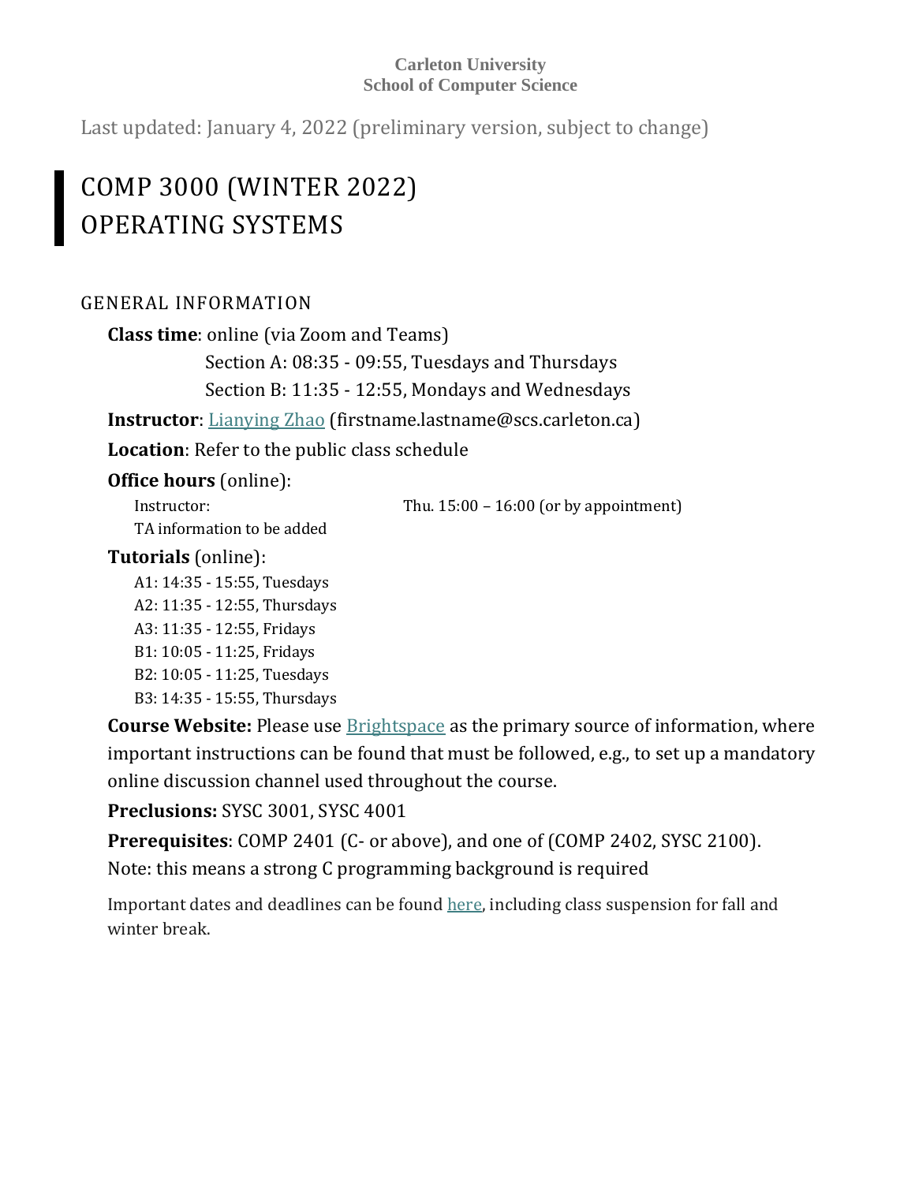Carleton University
School of Computer Science

Last updated: January 4, 2022 (preliminary version, subject to change)

# COMP 3000 (WINTER 2022) OPERATING SYSTEMS

## GENERAL INFORMATION

**Class time**: online (via Zoom and Teams)

Section A: 08:35 - 09:55, Tuesdays and Thursdays

Section B: 11:35 - 12:55, Mondays and Wednesdays

**Instructor**: [Lianying Zhao] (firstname.lastname@scs.carleton.ca)

**Location**: Refer to the public class schedule

**Office hours** (online):

Instructor: Thu. 15:00 – 16:00 (or by appointment)

TA information to be added

**Tutorials** (online):

A1: 14:35 - 15:55, Tuesdays
A2: 11:35 - 12:55, Thursdays
A3: 11:35 - 12:55, Fridays
B1: 10:05 - 11:25, Fridays
B2: 10:05 - 11:25, Tuesdays
B3: 14:35 - 15:55, Thursdays

**Course Website:** Please use Brightspace as the primary source of information, where important instructions can be found that must be followed, e.g., to set up a mandatory online discussion channel used throughout the course.

**Preclusions:** SYSC 3001, SYSC 4001

**Prerequisites**: COMP 2401 (C- or above), and one of (COMP 2402, SYSC 2100).
Note: this means a strong C programming background is required

Important dates and deadlines can be found here, including class suspension for fall and winter break.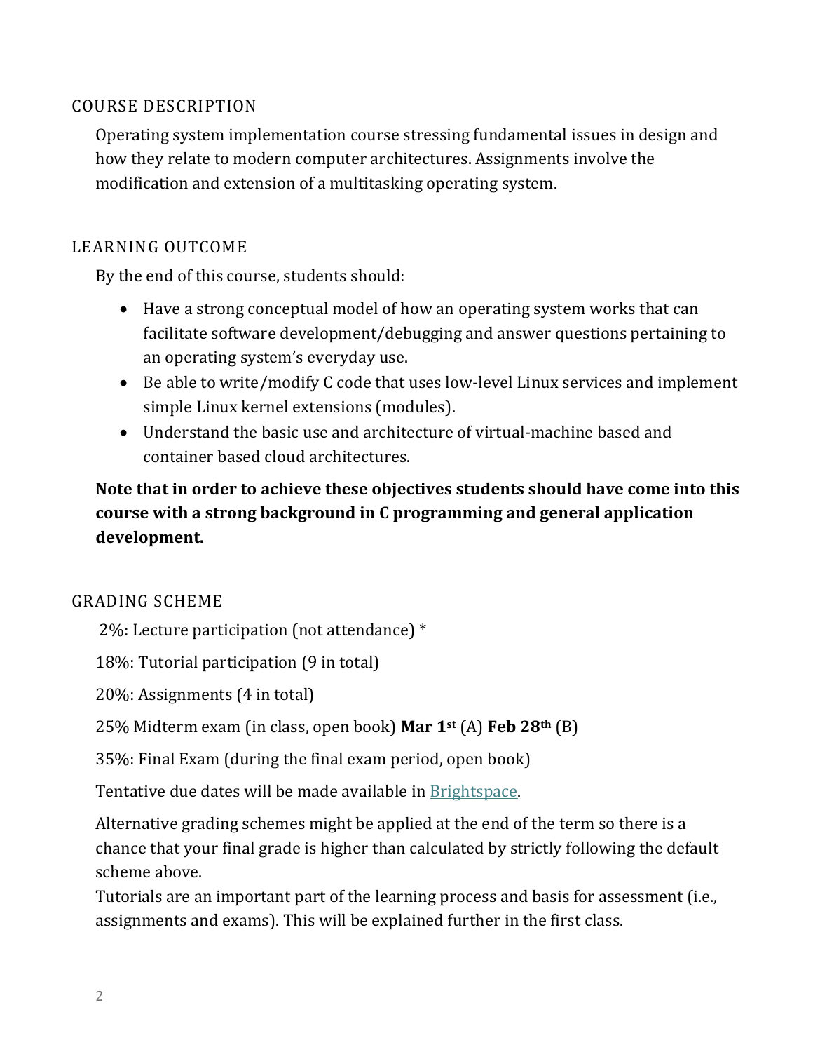## COURSE DESCRIPTION

Operating system implementation course stressing fundamental issues in design and how they relate to modern computer architectures. Assignments involve the modification and extension of a multitasking operating system.

## LEARNING OUTCOME

By the end of this course, students should:

- Have a strong conceptual model of how an operating system works that can facilitate software development/debugging and answer questions pertaining to an operating system's everyday use.
- Be able to write/modify C code that uses low-level Linux services and implement simple Linux kernel extensions (modules).
- Understand the basic use and architecture of virtual-machine based and container based cloud architectures.

**Note that in order to achieve these objectives students should have come into this course with a strong background in C programming and general application development.**

## GRADING SCHEME

2%: Lecture participation (not attendance) *

18%: Tutorial participation (9 in total)

20%: Assignments (4 in total)

25% Midterm exam (in class, open book) **Mar 1st** (A) **Feb 28th** (B)

35%: Final Exam (during the final exam period, open book)

Tentative due dates will be made available in [Brightspace].

Alternative grading schemes might be applied at the end of the term so there is a chance that your final grade is higher than calculated by strictly following the default scheme above.

Tutorials are an important part of the learning process and basis for assessment (i.e., assignments and exams). This will be explained further in the first class.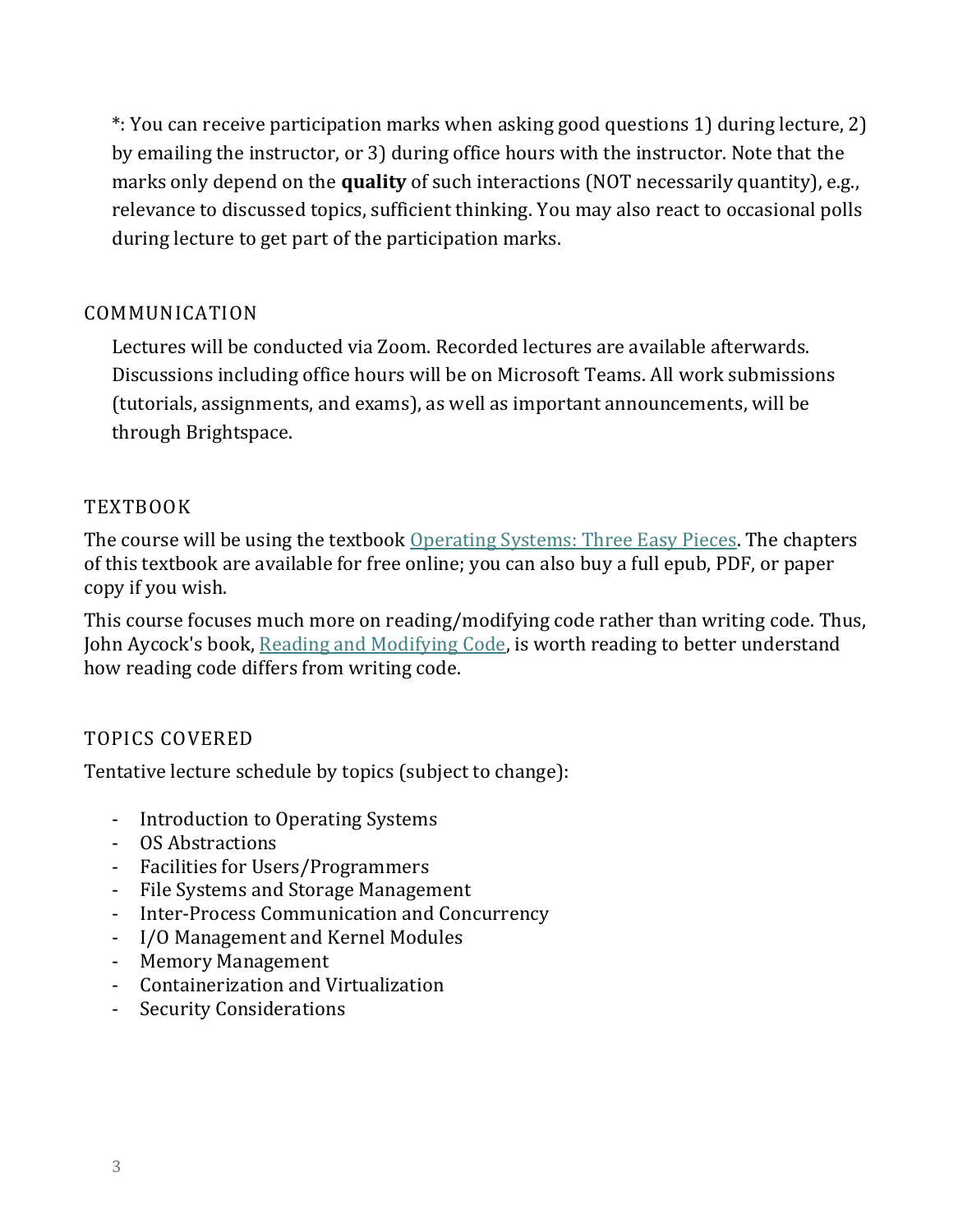*: You can receive participation marks when asking good questions 1) during lecture, 2) by emailing the instructor, or 3) during office hours with the instructor. Note that the marks only depend on the **quality** of such interactions (NOT necessarily quantity), e.g., relevance to discussed topics, sufficient thinking. You may also react to occasional polls during lecture to get part of the participation marks.

## COMMUNICATION

Lectures will be conducted via Zoom. Recorded lectures are available afterwards. Discussions including office hours will be on Microsoft Teams. All work submissions (tutorials, assignments, and exams), as well as important announcements, will be through Brightspace.

## TEXTBOOK

The course will be using the textbook [Operating Systems: Three Easy Pieces](). The chapters of this textbook are available for free online; you can also buy a full epub, PDF, or paper copy if you wish.

This course focuses much more on reading/modifying code rather than writing code. Thus, John Aycock's book, [Reading and Modifying Code](), is worth reading to better understand how reading code differs from writing code.

## TOPICS COVERED

Tentative lecture schedule by topics (subject to change):

- Introduction to Operating Systems
- OS Abstractions
- Facilities for Users/Programmers
- File Systems and Storage Management
- Inter-Process Communication and Concurrency
- I/O Management and Kernel Modules
- Memory Management
- Containerization and Virtualization
- Security Considerations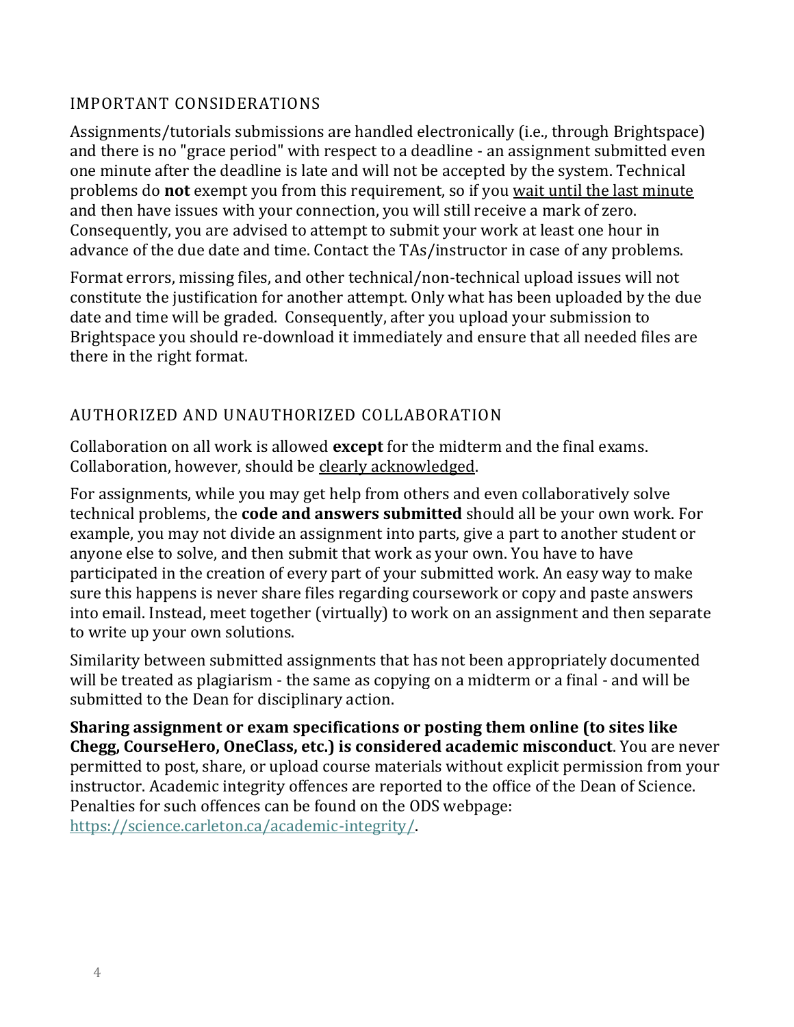## IMPORTANT CONSIDERATIONS

Assignments/tutorials submissions are handled electronically (i.e., through Brightspace) and there is no "grace period" with respect to a deadline - an assignment submitted even one minute after the deadline is late and will not be accepted by the system. Technical problems do **not** exempt you from this requirement, so if you <u>wait until the last minute</u> and then have issues with your connection, you will still receive a mark of zero. Consequently, you are advised to attempt to submit your work at least one hour in advance of the due date and time. Contact the TAs/instructor in case of any problems.

Format errors, missing files, and other technical/non-technical upload issues will not constitute the justification for another attempt. Only what has been uploaded by the due date and time will be graded. Consequently, after you upload your submission to Brightspace you should re-download it immediately and ensure that all needed files are there in the right format.

## AUTHORIZED AND UNAUTHORIZED COLLABORATION

Collaboration on all work is allowed **except** for the midterm and the final exams. Collaboration, however, should be <u>clearly acknowledged</u>.

For assignments, while you may get help from others and even collaboratively solve technical problems, the **code and answers submitted** should all be your own work. For example, you may not divide an assignment into parts, give a part to another student or anyone else to solve, and then submit that work as your own. You have to have participated in the creation of every part of your submitted work. An easy way to make sure this happens is never share files regarding coursework or copy and paste answers into email. Instead, meet together (virtually) to work on an assignment and then separate to write up your own solutions.

Similarity between submitted assignments that has not been appropriately documented will be treated as plagiarism - the same as copying on a midterm or a final - and will be submitted to the Dean for disciplinary action.

**Sharing assignment or exam specifications or posting them online (to sites like Chegg, CourseHero, OneClass, etc.) is considered academic misconduct**. You are never permitted to post, share, or upload course materials without explicit permission from your instructor. Academic integrity offences are reported to the office of the Dean of Science. Penalties for such offences can be found on the ODS webpage: [https://science.carleton.ca/academic-integrity/](https://science.carleton.ca/academic-integrity/).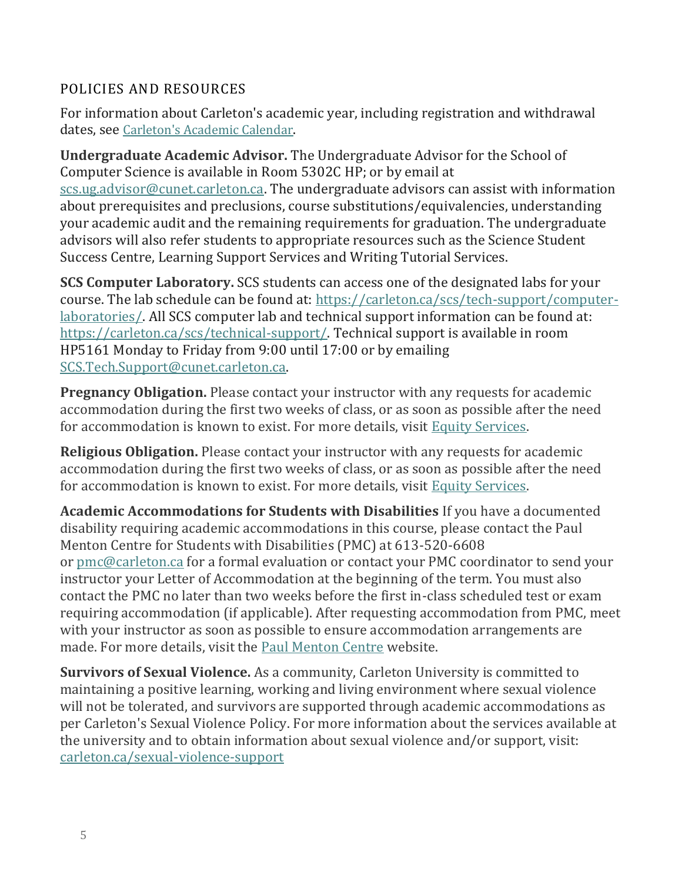## POLICIES AND RESOURCES

For information about Carleton's academic year, including registration and withdrawal dates, see [Carleton's Academic Calendar](#).

**Undergraduate Academic Advisor.** The Undergraduate Advisor for the School of Computer Science is available in Room 5302C HP; or by email at [scs.ug.advisor@cunet.carleton.ca](mailto:scs.ug.advisor@cunet.carleton.ca). The undergraduate advisors can assist with information about prerequisites and preclusions, course substitutions/equivalencies, understanding your academic audit and the remaining requirements for graduation. The undergraduate advisors will also refer students to appropriate resources such as the Science Student Success Centre, Learning Support Services and Writing Tutorial Services.

**SCS Computer Laboratory.** SCS students can access one of the designated labs for your course. The lab schedule can be found at: [https://carleton.ca/scs/tech-support/computer-laboratories/](https://carleton.ca/scs/tech-support/computer-laboratories/). All SCS computer lab and technical support information can be found at: [https://carleton.ca/scs/technical-support/](https://carleton.ca/scs/technical-support/). Technical support is available in room HP5161 Monday to Friday from 9:00 until 17:00 or by emailing [SCS.Tech.Support@cunet.carleton.ca](mailto:SCS.Tech.Support@cunet.carleton.ca).

**Pregnancy Obligation.** Please contact your instructor with any requests for academic accommodation during the first two weeks of class, or as soon as possible after the need for accommodation is known to exist. For more details, visit [Equity Services](#).

**Religious Obligation.** Please contact your instructor with any requests for academic accommodation during the first two weeks of class, or as soon as possible after the need for accommodation is known to exist. For more details, visit [Equity Services](#).

**Academic Accommodations for Students with Disabilities** If you have a documented disability requiring academic accommodations in this course, please contact the Paul Menton Centre for Students with Disabilities (PMC) at 613-520-6608 or [pmc@carleton.ca](mailto:pmc@carleton.ca) for a formal evaluation or contact your PMC coordinator to send your instructor your Letter of Accommodation at the beginning of the term. You must also contact the PMC no later than two weeks before the first in-class scheduled test or exam requiring accommodation (if applicable). After requesting accommodation from PMC, meet with your instructor as soon as possible to ensure accommodation arrangements are made. For more details, visit the [Paul Menton Centre](#) website.

**Survivors of Sexual Violence.** As a community, Carleton University is committed to maintaining a positive learning, working and living environment where sexual violence will not be tolerated, and survivors are supported through academic accommodations as per Carleton's Sexual Violence Policy. For more information about the services available at the university and to obtain information about sexual violence and/or support, visit: [carleton.ca/sexual-violence-support](https://carleton.ca/sexual-violence-support)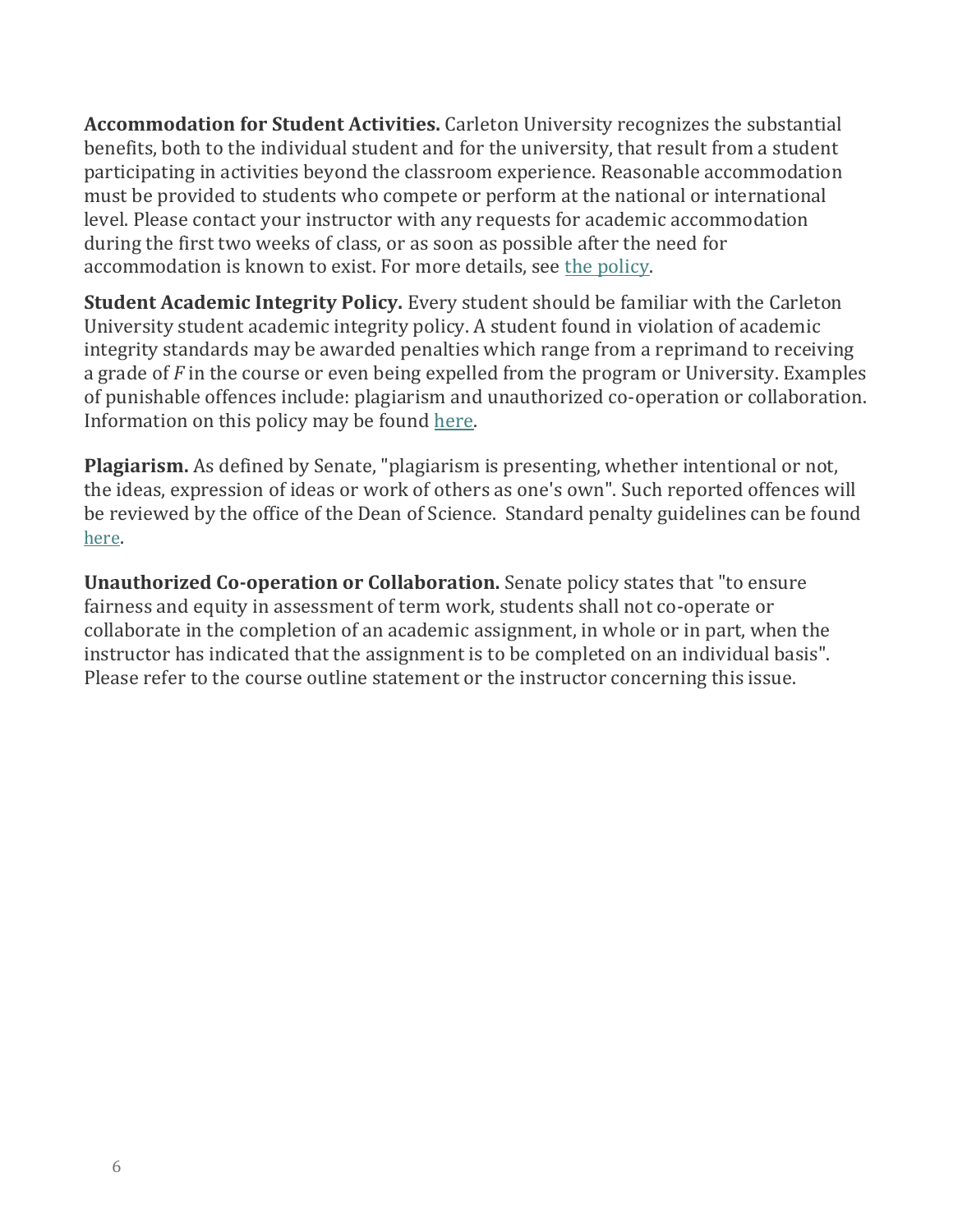**Accommodation for Student Activities.** Carleton University recognizes the substantial benefits, both to the individual student and for the university, that result from a student participating in activities beyond the classroom experience. Reasonable accommodation must be provided to students who compete or perform at the national or international level. Please contact your instructor with any requests for academic accommodation during the first two weeks of class, or as soon as possible after the need for accommodation is known to exist. For more details, see the policy.

**Student Academic Integrity Policy.** Every student should be familiar with the Carleton University student academic integrity policy. A student found in violation of academic integrity standards may be awarded penalties which range from a reprimand to receiving a grade of *F* in the course or even being expelled from the program or University. Examples of punishable offences include: plagiarism and unauthorized co-operation or collaboration. Information on this policy may be found here.

**Plagiarism.** As defined by Senate, "plagiarism is presenting, whether intentional or not, the ideas, expression of ideas or work of others as one's own". Such reported offences will be reviewed by the office of the Dean of Science. Standard penalty guidelines can be found here.

**Unauthorized Co-operation or Collaboration.** Senate policy states that "to ensure fairness and equity in assessment of term work, students shall not co-operate or collaborate in the completion of an academic assignment, in whole or in part, when the instructor has indicated that the assignment is to be completed on an individual basis". Please refer to the course outline statement or the instructor concerning this issue.